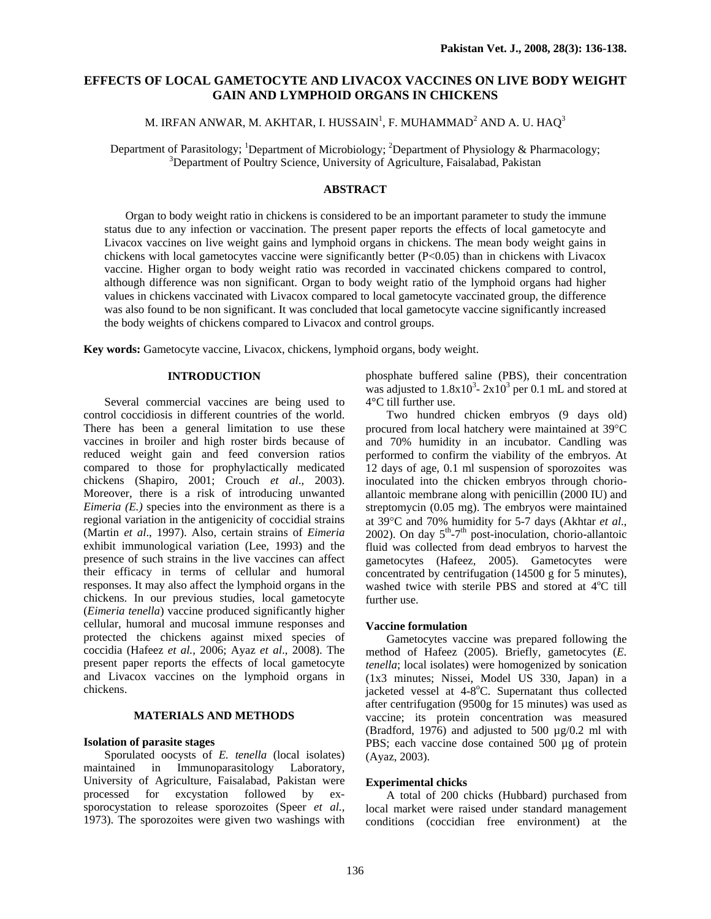# EFFECTS OF LOCAL GAMETOCYTE AND LIVACOX VACCINES ON LIVE BODY WEIGHT GAIN AND LYMPHOID ORGANS IN CHICKENS

M. IRFAN ANWAR, M. AKHTAR, I. HUSSAIN[1], F. MUHAMMAD[2] AND A. U. HAQ[3]

Department of Parasitology; [1]Department of Microbiology; [2]Department of Physiology & Pharmacology; [3]Department of Poultry Science, University of Agriculture, Faisalabad, Pakistan

## ABSTRACT

Organ to body weight ratio in chickens is considered to be an important parameter to study the immune status due to any infection or vaccination. The present paper reports the effects of local gametocyte and Livacox vaccines on live weight gains and lymphoid organs in chickens. The mean body weight gains in chickens with local gametocytes vaccine were significantly better ($P<0.05$) than in chickens with Livacox vaccine. Higher organ to body weight ratio was recorded in vaccinated chickens compared to control, although difference was non significant. Organ to body weight ratio of the lymphoid organs had higher values in chickens vaccinated with Livacox compared to local gametocyte vaccinated group, the difference was also found to be non significant. It was concluded that local gametocyte vaccine significantly increased the body weights of chickens compared to Livacox and control groups.

**Key words:** Gametocyte vaccine, Livacox, chickens, lymphoid organs, body weight.

## INTRODUCTION

Several commercial vaccines are being used to control coccidiosis in different countries of the world. There has been a general limitation to use these vaccines in broiler and high roster birds because of reduced weight gain and feed conversion ratios compared to those for prophylactically medicated chickens (Shapiro, 2001; Crouch *et al*., 2003). Moreover, there is a risk of introducing unwanted *Eimeria (E.)* species into the environment as there is a regional variation in the antigenicity of coccidial strains (Martin *et al*., 1997). Also, certain strains of *Eimeria* exhibit immunological variation (Lee, 1993) and the presence of such strains in the live vaccines can affect their efficacy in terms of cellular and humoral responses. It may also affect the lymphoid organs in the chickens. In our previous studies, local gametocyte (*Eimeria tenella*) vaccine produced significantly higher cellular, humoral and mucosal immune responses and protected the chickens against mixed species of coccidia (Hafeez *et al.*, 2006; Ayaz *et al*., 2008). The present paper reports the effects of local gametocyte and Livacox vaccines on the lymphoid organs in chickens.

## MATERIALS AND METHODS

### Isolation of parasite stages

Sporulated oocysts of *E. tenella* (local isolates) maintained in Immunoparasitology Laboratory, University of Agriculture, Faisalabad, Pakistan were processed for excystation followed by ex-sporocystation to release sporozoites (Speer *et al.*, 1973). The sporozoites were given two washings with phosphate buffered saline (PBS), their concentration was adjusted to $1.8\times10^3$- $2\times10^3$ per 0.1 mL and stored at 4°C till further use.

Two hundred chicken embryos (9 days old) procured from local hatchery were maintained at 39°C and 70% humidity in an incubator. Candling was performed to confirm the viability of the embryos. At 12 days of age, 0.1 ml suspension of sporozoites was inoculated into the chicken embryos through chorio-allantoic membrane along with penicillin (2000 IU) and streptomycin (0.05 mg). The embryos were maintained at 39°C and 70% humidity for 5-7 days (Akhtar *et al.*, 2002). On day $5^{th}$-$7^{th}$ post-inoculation, chorio-allantoic fluid was collected from dead embryos to harvest the gametocytes (Hafeez, 2005). Gametocytes were concentrated by centrifugation (14500 g for 5 minutes), washed twice with sterile PBS and stored at 4°C till further use.

### Vaccine formulation

Gametocytes vaccine was prepared following the method of Hafeez (2005). Briefly, gametocytes (*E. tenella*; local isolates) were homogenized by sonication (1x3 minutes; Nissei, Model US 330, Japan) in a jacketed vessel at 4-8°C. Supernatant thus collected after centrifugation (9500g for 15 minutes) was used as vaccine; its protein concentration was measured (Bradford, 1976) and adjusted to 500 µg/0.2 ml with PBS; each vaccine dose contained 500 µg of protein (Ayaz, 2003).

### Experimental chicks

A total of 200 chicks (Hubbard) purchased from local market were raised under standard management conditions (coccidian free environment) at the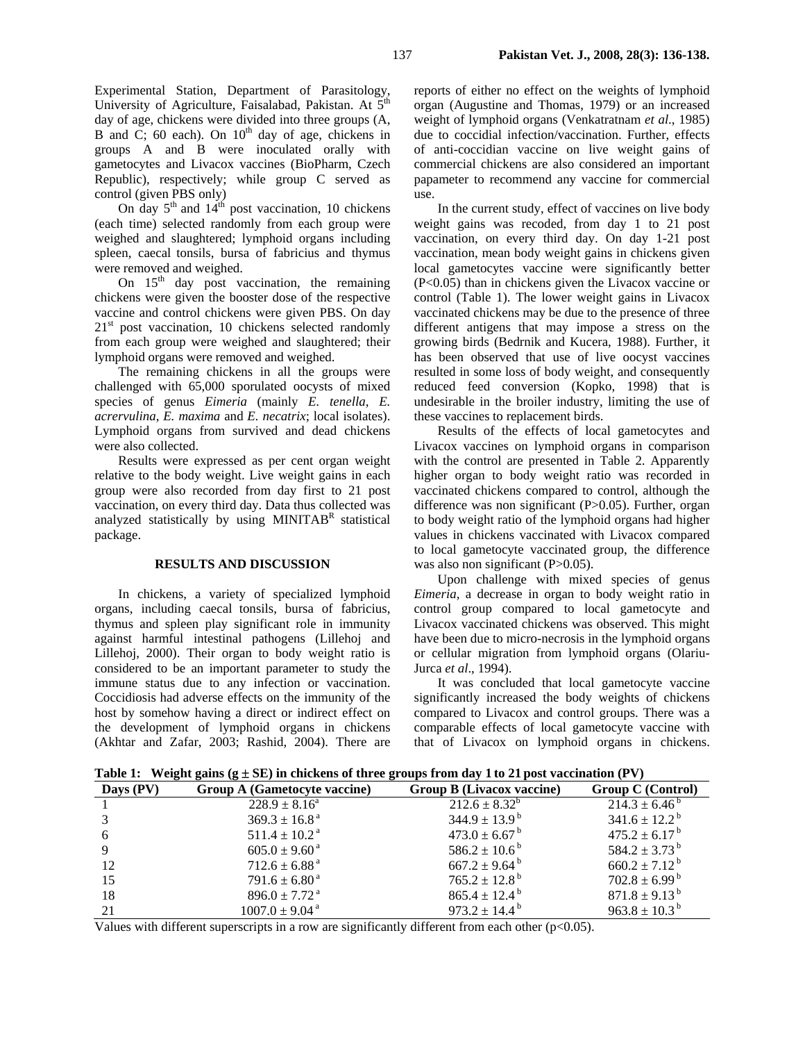Experimental Station, Department of Parasitology, University of Agriculture, Faisalabad, Pakistan. At 5th day of age, chickens were divided into three groups (A, B and C; 60 each). On 10th day of age, chickens in groups A and B were inoculated orally with gametocytes and Livacox vaccines (BioPharm, Czech Republic), respectively; while group C served as control (given PBS only)

On day 5th and 14th post vaccination, 10 chickens (each time) selected randomly from each group were weighed and slaughtered; lymphoid organs including spleen, caecal tonsils, bursa of fabricius and thymus were removed and weighed.

On 15th day post vaccination, the remaining chickens were given the booster dose of the respective vaccine and control chickens were given PBS. On day 21st post vaccination, 10 chickens selected randomly from each group were weighed and slaughtered; their lymphoid organs were removed and weighed.

The remaining chickens in all the groups were challenged with 65,000 sporulated oocysts of mixed species of genus *Eimeria* (mainly *E. tenella*, *E. acrervulina*, *E. maxima* and *E. necatrix*; local isolates). Lymphoid organs from survived and dead chickens were also collected.

Results were expressed as per cent organ weight relative to the body weight. Live weight gains in each group were also recorded from day first to 21 post vaccination, on every third day. Data thus collected was analyzed statistically by using MINITAB[R] statistical package.

## RESULTS AND DISCUSSION

In chickens, a variety of specialized lymphoid organs, including caecal tonsils, bursa of fabricius, thymus and spleen play significant role in immunity against harmful intestinal pathogens (Lillehoj and Lillehoj, 2000). Their organ to body weight ratio is considered to be an important parameter to study the immune status due to any infection or vaccination. Coccidiosis had adverse effects on the immunity of the host by somehow having a direct or indirect effect on the development of lymphoid organs in chickens (Akhtar and Zafar, 2003; Rashid, 2004). There are reports of either no effect on the weights of lymphoid organ (Augustine and Thomas, 1979) or an increased weight of lymphoid organs (Venkatratnam *et al*., 1985) due to coccidial infection/vaccination. Further, effects of anti-coccidian vaccine on live weight gains of commercial chickens are also considered an important papameter to recommend any vaccine for commercial use.

In the current study, effect of vaccines on live body weight gains was recoded, from day 1 to 21 post vaccination, on every third day. On day 1-21 post vaccination, mean body weight gains in chickens given local gametocytes vaccine were significantly better ($P<0.05$) than in chickens given the Livacox vaccine or control (Table 1). The lower weight gains in Livacox vaccinated chickens may be due to the presence of three different antigens that may impose a stress on the growing birds (Bedrnik and Kucera, 1988). Further, it has been observed that use of live oocyst vaccines resulted in some loss of body weight, and consequently reduced feed conversion (Kopko, 1998) that is undesirable in the broiler industry, limiting the use of these vaccines to replacement birds.

Results of the effects of local gametocytes and Livacox vaccines on lymphoid organs in comparison with the control are presented in Table 2. Apparently higher organ to body weight ratio was recorded in vaccinated chickens compared to control, although the difference was non significant ($P>0.05$). Further, organ to body weight ratio of the lymphoid organs had higher values in chickens vaccinated with Livacox compared to local gametocyte vaccinated group, the difference was also non significant ($P>0.05$).

Upon challenge with mixed species of genus *Eimeria*, a decrease in organ to body weight ratio in control group compared to local gametocyte and Livacox vaccinated chickens was observed. This might have been due to micro-necrosis in the lymphoid organs or cellular migration from lymphoid organs (Olariu-Jurca *et al*., 1994).

It was concluded that local gametocyte vaccine significantly increased the body weights of chickens compared to Livacox and control groups. There was a comparable effects of local gametocyte vaccine with that of Livacox on lymphoid organs in chickens.

**Table 1: Weight gains (g ± SE) in chickens of three groups from day 1 to 21 post vaccination (PV)**

| Days (PV) | Group A (Gametocyte vaccine) | Group B (Livacox vaccine) | Group C (Control) |
|---|---|---|---|
| 1 | $228.9 \pm 8.16^{a}$ | $212.6 \pm 8.32^{b}$ | $214.3 \pm 6.46^{b}$ |
| 3 | $369.3 \pm 16.8^{a}$ | $344.9 \pm 13.9^{b}$ | $341.6 \pm 12.2^{b}$ |
| 6 | $511.4 \pm 10.2^{a}$ | $473.0 \pm 6.67^{b}$ | $475.2 \pm 6.17^{b}$ |
| 9 | $605.0 \pm 9.60^{a}$ | $586.2 \pm 10.6^{b}$ | $584.2 \pm 3.73^{b}$ |
| 12 | $712.6 \pm 6.88^{a}$ | $667.2 \pm 9.64^{b}$ | $660.2 \pm 7.12^{b}$ |
| 15 | $791.6 \pm 6.80^{a}$ | $765.2 \pm 12.8^{b}$ | $702.8 \pm 6.99^{b}$ |
| 18 | $896.0 \pm 7.72^{a}$ | $865.4 \pm 12.4^{b}$ | $871.8 \pm 9.13^{b}$ |
| 21 | $1007.0 \pm 9.04^{a}$ | $973.2 \pm 14.4^{b}$ | $963.8 \pm 10.3^{b}$ |

Values with different superscripts in a row are significantly different from each other ($p<0.05$).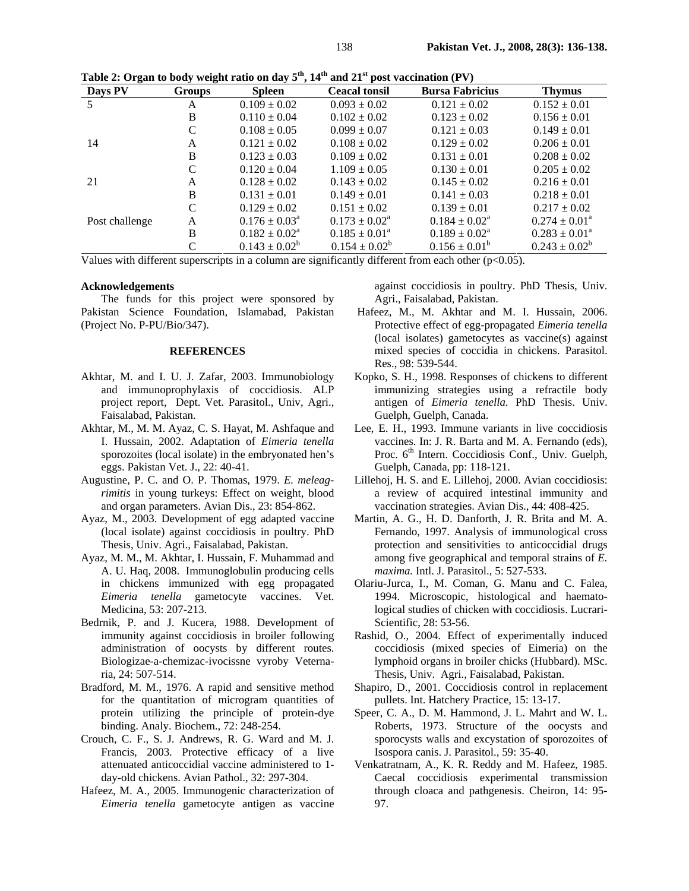**Table 2: Organ to body weight ratio on day 5th, 14th and 21st post vaccination (PV)**

| Days PV | Groups | Spleen | Ceacal tonsil | Bursa Fabricius | Thymus |
|---|---|---|---|---|---|
| 5 | A | 0.109 ± 0.02 | 0.093 ± 0.02 | 0.121 ± 0.02 | 0.152 ± 0.01 |
| | B | 0.110 ± 0.04 | 0.102 ± 0.02 | 0.123 ± 0.02 | 0.156 ± 0.01 |
| | C | 0.108 ± 0.05 | 0.099 ± 0.07 | 0.121 ± 0.03 | 0.149 ± 0.01 |
| 14 | A | 0.121 ± 0.02 | 0.108 ± 0.02 | 0.129 ± 0.02 | 0.206 ± 0.01 |
| | B | 0.123 ± 0.03 | 0.109 ± 0.02 | 0.131 ± 0.01 | 0.208 ± 0.02 |
| | C | 0.120 ± 0.04 | 1.109 ± 0.05 | 0.130 ± 0.01 | 0.205 ± 0.02 |
| 21 | A | 0.128 ± 0.02 | 0.143 ± 0.02 | 0.145 ± 0.02 | 0.216 ± 0.01 |
| | B | 0.131 ± 0.01 | 0.149 ± 0.01 | 0.141 ± 0.03 | 0.218 ± 0.01 |
| | C | 0.129 ± 0.02 | 0.151 ± 0.02 | 0.139 ± 0.01 | 0.217 ± 0.02 |
| Post challenge | A | 0.176 ± 0.03[a] | 0.173 ± 0.02[a] | 0.184 ± 0.02[a] | 0.274 ± 0.01[a] |
| | B | 0.182 ± 0.02[a] | 0.185 ± 0.01[a] | 0.189 ± 0.02[a] | 0.283 ± 0.01[a] |
| | C | 0.143 ± 0.02[b] | 0.154 ± 0.02[b] | 0.156 ± 0.01[b] | 0.243 ± 0.02[b] |

Values with different superscripts in a column are significantly different from each other ($p<0.05$).

**Acknowledgements**

The funds for this project were sponsored by Pakistan Science Foundation, Islamabad, Pakistan (Project No. P-PU/Bio/347).

## REFERENCES

Akhtar, M. and I. U. J. Zafar, 2003. Immunobiology and immunoprophylaxis of coccidiosis. ALP project report, Dept. Vet. Parasitol., Univ, Agri., Faisalabad, Pakistan.

Akhtar, M., M. M. Ayaz, C. S. Hayat, M. Ashfaque and I. Hussain, 2002. Adaptation of *Eimeria tenella* sporozoites (local isolate) in the embryonated hen's eggs. Pakistan Vet. J., 22: 40-41.

Augustine, P. C. and O. P. Thomas, 1979. *E. meleagrimitis* in young turkeys: Effect on weight, blood and organ parameters. Avian Dis., 23: 854-862.

Ayaz, M., 2003. Development of egg adapted vaccine (local isolate) against coccidiosis in poultry. PhD Thesis, Univ. Agri., Faisalabad, Pakistan.

Ayaz, M. M., M. Akhtar, I. Hussain, F. Muhammad and A. U. Haq, 2008. Immunoglobulin producing cells in chickens immunized with egg propagated *Eimeria tenella* gametocyte vaccines. Vet. Medicina, 53: 207-213.

Bedrnik, P. and J. Kucera, 1988. Development of immunity against coccidiosis in broiler following administration of oocysts by different routes. Biologizae-a-chemizac-ivocissne vyroby Veternaria, 24: 507-514.

Bradford, M. M., 1976. A rapid and sensitive method for the quantitation of microgram quantities of protein utilizing the principle of protein-dye binding. Analy. Biochem., 72: 248-254.

Crouch, C. F., S. J. Andrews, R. G. Ward and M. J. Francis, 2003. Protective efficacy of a live attenuated anticoccidial vaccine administered to 1-day-old chickens. Avian Pathol., 32: 297-304.

Hafeez, M. A., 2005. Immunogenic characterization of *Eimeria tenella* gametocyte antigen as vaccine against coccidiosis in poultry. PhD Thesis, Univ. Agri., Faisalabad, Pakistan.

Hafeez, M., M. Akhtar and M. I. Hussain, 2006. Protective effect of egg-propagated *Eimeria tenella* (local isolates) gametocytes as vaccine(s) against mixed species of coccidia in chickens. Parasitol. Res., 98: 539-544.

Kopko, S. H., 1998. Responses of chickens to different immunizing strategies using a refractile body antigen of *Eimeria tenella*. PhD Thesis. Univ. Guelph, Guelph, Canada.

Lee, E. H., 1993. Immune variants in live coccidiosis vaccines. In: J. R. Barta and M. A. Fernando (eds), Proc. 6th Intern. Coccidiosis Conf., Univ. Guelph, Guelph, Canada, pp: 118-121.

Lillehoj, H. S. and E. Lillehoj, 2000. Avian coccidiosis: a review of acquired intestinal immunity and vaccination strategies. Avian Dis., 44: 408-425.

Martin, A. G., H. D. Danforth, J. R. Brita and M. A. Fernando, 1997. Analysis of immunological cross protection and sensitivities to anticoccidial drugs among five geographical and temporal strains of *E. maxima.* Intl. J. Parasitol., 5: 527-533.

Olariu-Jurca, I., M. Coman, G. Manu and C. Falea, 1994. Microscopic, histological and haematological studies of chicken with coccidiosis. Lucrari-Scientific, 28: 53-56.

Rashid, O., 2004. Effect of experimentally induced coccidiosis (mixed species of Eimeria) on the lymphoid organs in broiler chicks (Hubbard). MSc. Thesis, Univ. Agri., Faisalabad, Pakistan.

Shapiro, D., 2001. Coccidiosis control in replacement pullets. Int. Hatchery Practice, 15: 13-17.

Speer, C. A., D. M. Hammond, J. L. Mahrt and W. L. Roberts, 1973. Structure of the oocysts and sporocysts walls and excystation of sporozoites of Isospora canis. J. Parasitol., 59: 35-40.

Venkatratnam, A., K. R. Reddy and M. Hafeez, 1985. Caecal coccidiosis experimental transmission through cloaca and pathgenesis. Cheiron, 14: 95-97.